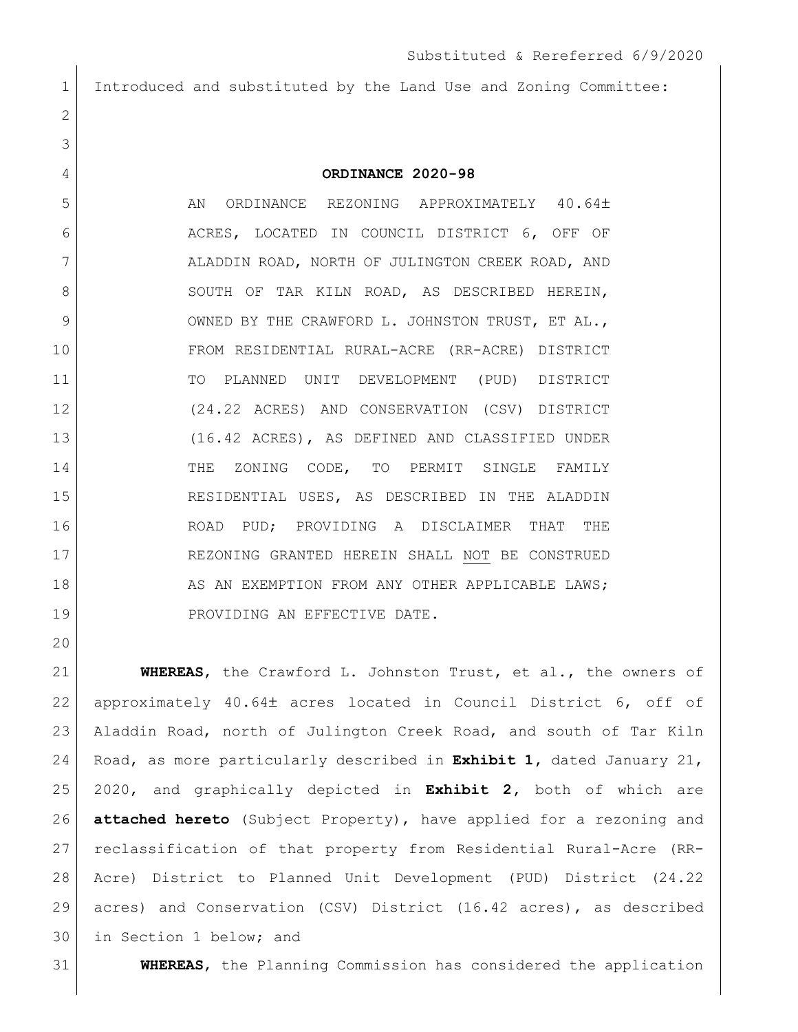Substituted & Rereferred 6/9/2020

Introduced and substituted by the Land Use and Zoning Committee:

**ORDINANCE 2020-98**

AN ORDINANCE REZONING APPROXIMATELY 40.64± ACRES, LOCATED IN COUNCIL DISTRICT 6, OFF OF ALADDIN ROAD, NORTH OF JULINGTON CREEK ROAD, AND SOUTH OF TAR KILN ROAD, AS DESCRIBED HEREIN, OWNED BY THE CRAWFORD L. JOHNSTON TRUST, ET AL., FROM RESIDENTIAL RURAL-ACRE (RR-ACRE) DISTRICT TO PLANNED UNIT DEVELOPMENT (PUD) DISTRICT (24.22 ACRES) AND CONSERVATION (CSV) DISTRICT (16.42 ACRES), AS DEFINED AND CLASSIFIED UNDER THE ZONING CODE, TO PERMIT SINGLE FAMILY RESIDENTIAL USES, AS DESCRIBED IN THE ALADDIN ROAD PUD; PROVIDING A DISCLAIMER THAT THE REZONING GRANTED HEREIN SHALL NOT BE CONSTRUED AS AN EXEMPTION FROM ANY OTHER APPLICABLE LAWS; PROVIDING AN EFFECTIVE DATE.

**WHEREAS**, the Crawford L. Johnston Trust, et al., the owners of approximately 40.64± acres located in Council District 6, off of Aladdin Road, north of Julington Creek Road, and south of Tar Kiln Road, as more particularly described in **Exhibit 1**, dated January 21, 2020, and graphically depicted in **Exhibit 2**, both of which are **attached hereto** (Subject Property), have applied for a rezoning and reclassification of that property from Residential Rural-Acre (RR-Acre) District to Planned Unit Development (PUD) District (24.22 acres) and Conservation (CSV) District (16.42 acres), as described in Section 1 below; and

**WHEREAS**, the Planning Commission has considered the application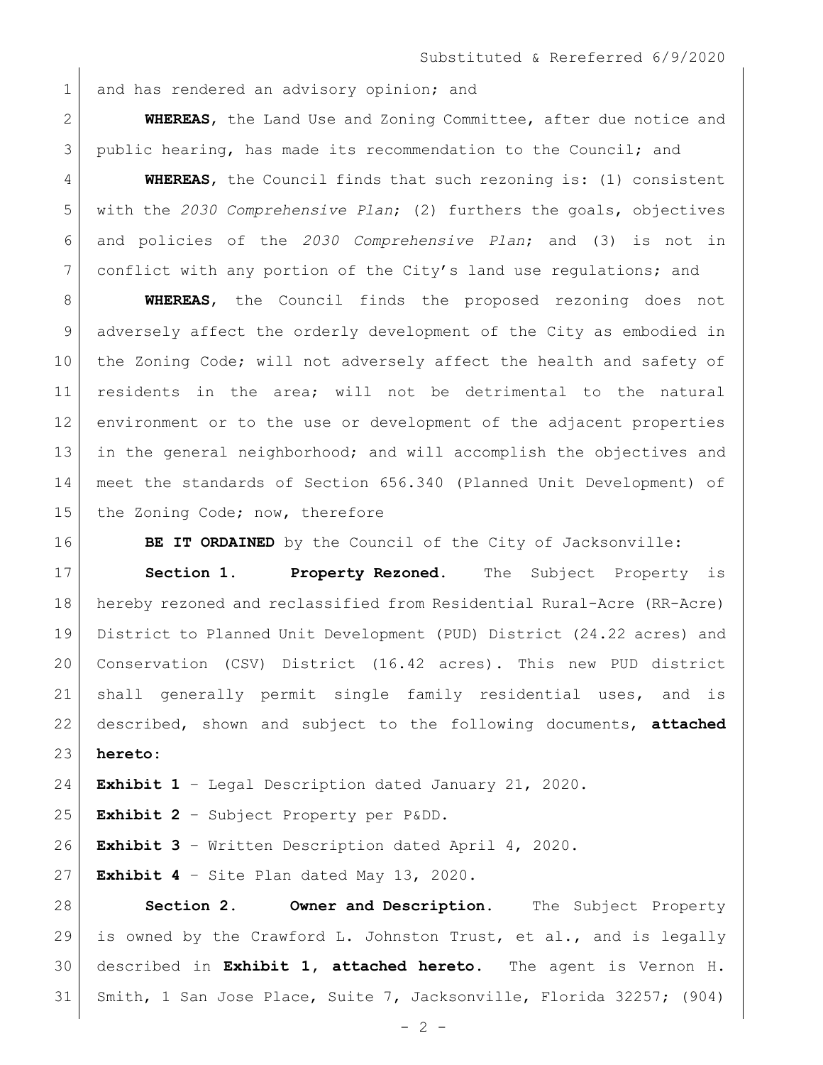and has rendered an advisory opinion; and

**WHEREAS**, the Land Use and Zoning Committee, after due notice and public hearing, has made its recommendation to the Council; and

**WHEREAS**, the Council finds that such rezoning is: (1) consistent with the *2030 Comprehensive Plan*; (2) furthers the goals, objectives and policies of the *2030 Comprehensive Plan*; and (3) is not in conflict with any portion of the City's land use regulations; and

**WHEREAS**, the Council finds the proposed rezoning does not adversely affect the orderly development of the City as embodied in the Zoning Code; will not adversely affect the health and safety of residents in the area; will not be detrimental to the natural environment or to the use or development of the adjacent properties in the general neighborhood; and will accomplish the objectives and meet the standards of Section 656.340 (Planned Unit Development) of the Zoning Code; now, therefore

**BE IT ORDAINED** by the Council of the City of Jacksonville:

**Section 1. Property Rezoned.** The Subject Property is hereby rezoned and reclassified from Residential Rural-Acre (RR-Acre) District to Planned Unit Development (PUD) District (24.22 acres) and Conservation (CSV) District (16.42 acres). This new PUD district shall generally permit single family residential uses, and is described, shown and subject to the following documents, **attached hereto**:

**Exhibit 1** – Legal Description dated January 21, 2020.

**Exhibit 2** – Subject Property per P&DD.

**Exhibit 3** – Written Description dated April 4, 2020.

**Exhibit 4** – Site Plan dated May 13, 2020.

**Section 2. Owner and Description.** The Subject Property is owned by the Crawford L. Johnston Trust, et al., and is legally described in **Exhibit 1, attached hereto**. The agent is Vernon H. Smith, 1 San Jose Place, Suite 7, Jacksonville, Florida 32257; (904)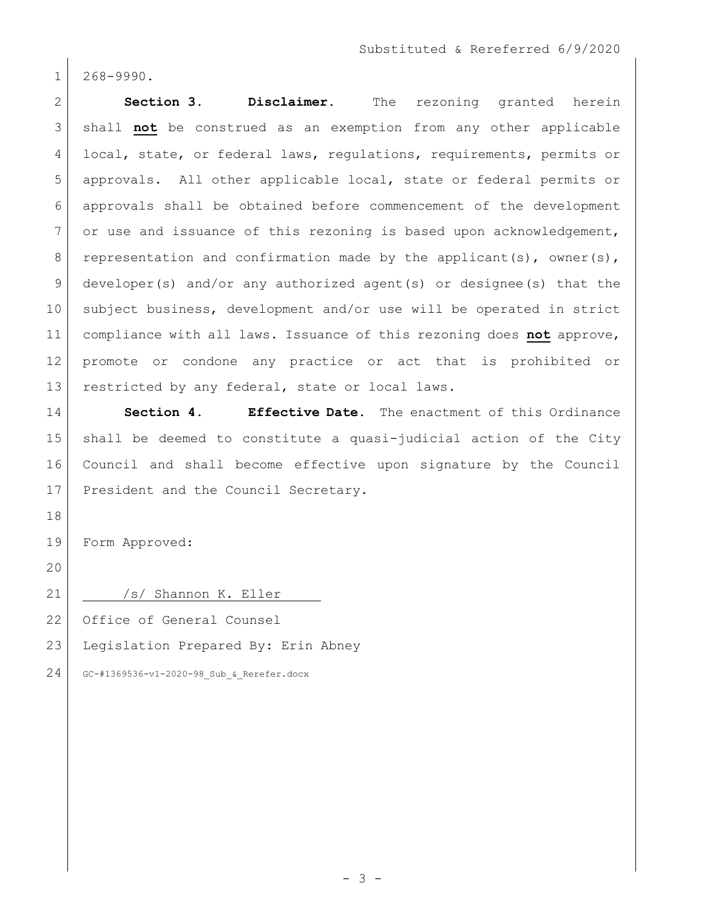268-9990.

**Section 3. Disclaimer.** The rezoning granted herein shall **not** be construed as an exemption from any other applicable local, state, or federal laws, regulations, requirements, permits or approvals. All other applicable local, state or federal permits or approvals shall be obtained before commencement of the development or use and issuance of this rezoning is based upon acknowledgement, representation and confirmation made by the applicant(s), owner(s), developer(s) and/or any authorized agent(s) or designee(s) that the subject business, development and/or use will be operated in strict compliance with all laws. Issuance of this rezoning does **not** approve, promote or condone any practice or act that is prohibited or restricted by any federal, state or local laws.

**Section 4. Effective Date.** The enactment of this Ordinance shall be deemed to constitute a quasi-judicial action of the City Council and shall become effective upon signature by the Council President and the Council Secretary.

Form Approved:

/s/ Shannon K. Eller

Office of General Counsel

Legislation Prepared By: Erin Abney

GC-#1369536-v1-2020-98_Sub_&_Rerefer.docx